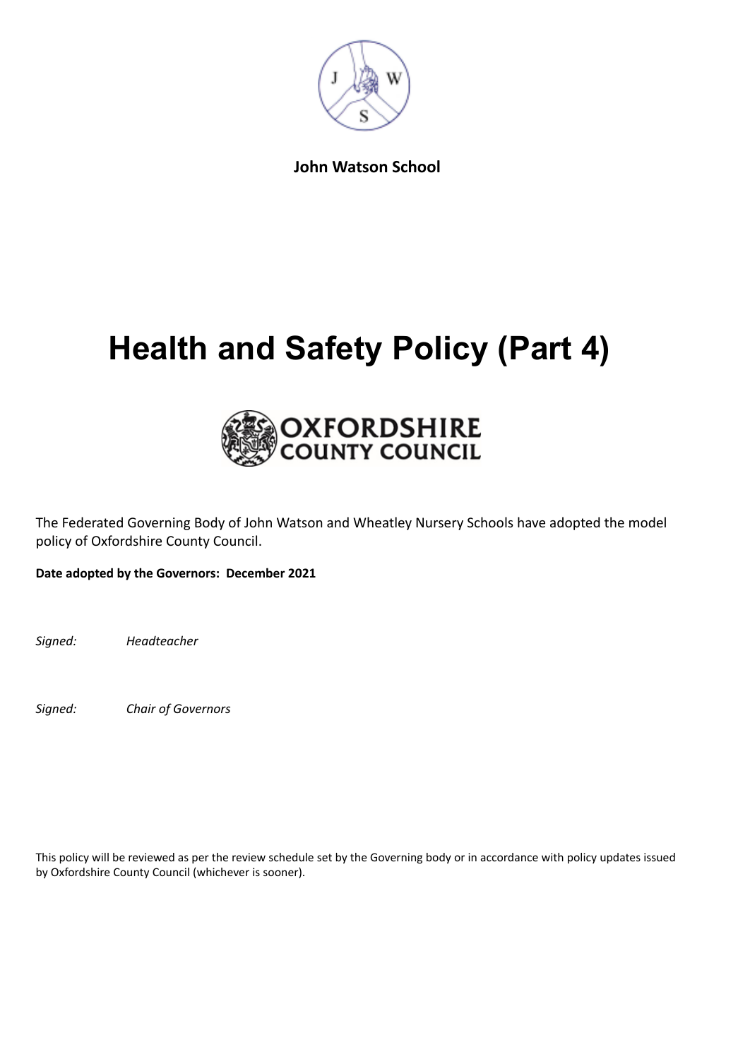**John Watson School**

# Health and Safety Policy (Part 4)

OXFORDSHIRE COUNTY COUNCIL

The Federated Governing Body of John Watson and Wheatley Nursery Schools have adopted the model policy of Oxfordshire County Council.

**Date adopted by the Governors: December 2021**

*Signed:* *Headteacher*

*Signed:* *Chair of Governors*

This policy will be reviewed as per the review schedule set by the Governing body or in accordance with policy updates issued by Oxfordshire County Council (whichever is sooner).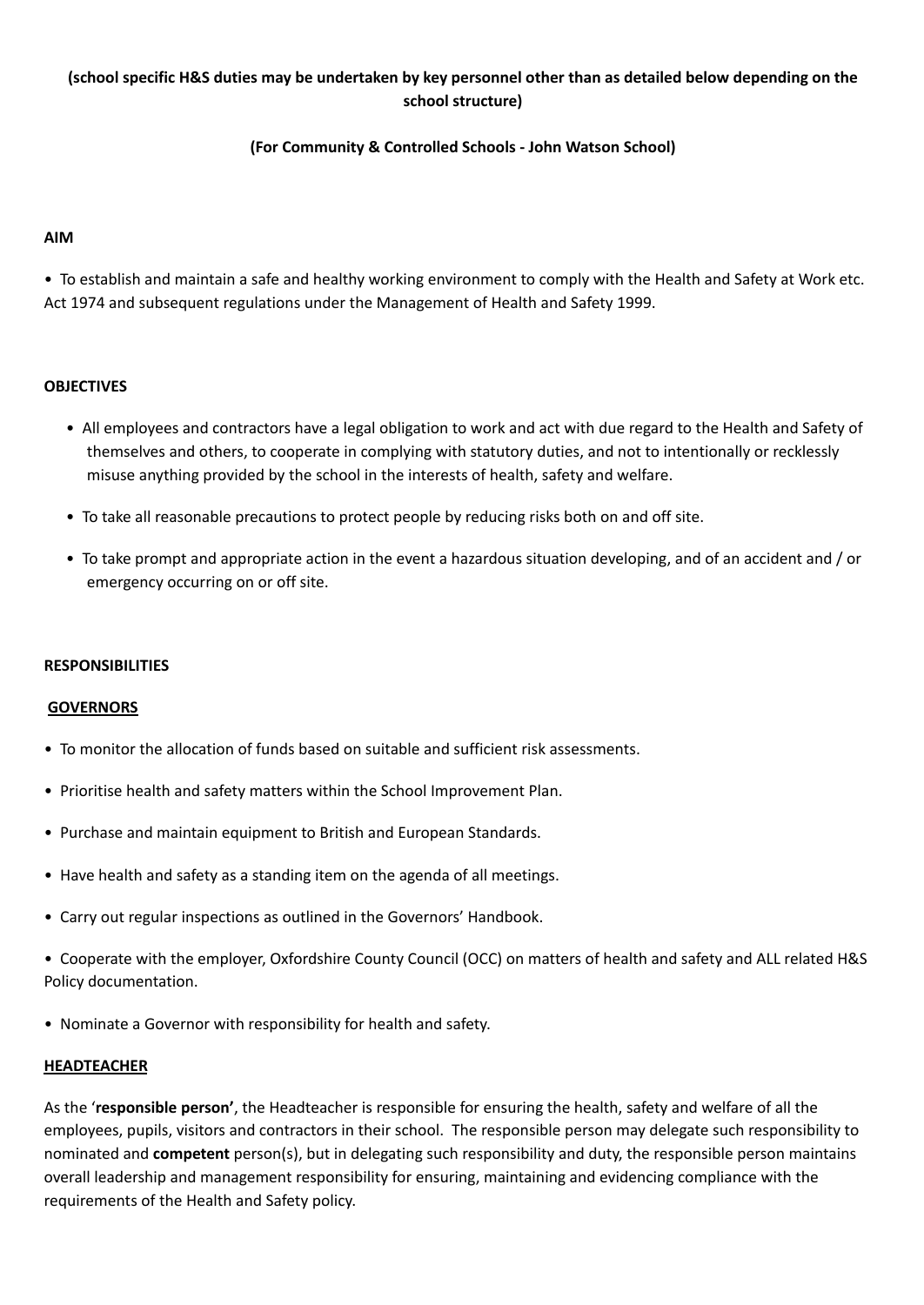**(school specific H&S duties may be undertaken by key personnel other than as detailed below depending on the school structure)**

**(For Community & Controlled Schools - John Watson School)**

**AIM**

• To establish and maintain a safe and healthy working environment to comply with the Health and Safety at Work etc. Act 1974 and subsequent regulations under the Management of Health and Safety 1999.

**OBJECTIVES**

- All employees and contractors have a legal obligation to work and act with due regard to the Health and Safety of themselves and others, to cooperate in complying with statutory duties, and not to intentionally or recklessly misuse anything provided by the school in the interests of health, safety and welfare.
- To take all reasonable precautions to protect people by reducing risks both on and off site.
- To take prompt and appropriate action in the event a hazardous situation developing, and of an accident and / or emergency occurring on or off site.

**RESPONSIBILITIES**

**GOVERNORS**

- To monitor the allocation of funds based on suitable and sufficient risk assessments.
- Prioritise health and safety matters within the School Improvement Plan.
- Purchase and maintain equipment to British and European Standards.
- Have health and safety as a standing item on the agenda of all meetings.
- Carry out regular inspections as outlined in the Governors' Handbook.
- Cooperate with the employer, Oxfordshire County Council (OCC) on matters of health and safety and ALL related H&S Policy documentation.
- Nominate a Governor with responsibility for health and safety.

**HEADTEACHER**

As the '**responsible person'**, the Headteacher is responsible for ensuring the health, safety and welfare of all the employees, pupils, visitors and contractors in their school. The responsible person may delegate such responsibility to nominated and **competent** person(s), but in delegating such responsibility and duty, the responsible person maintains overall leadership and management responsibility for ensuring, maintaining and evidencing compliance with the requirements of the Health and Safety policy.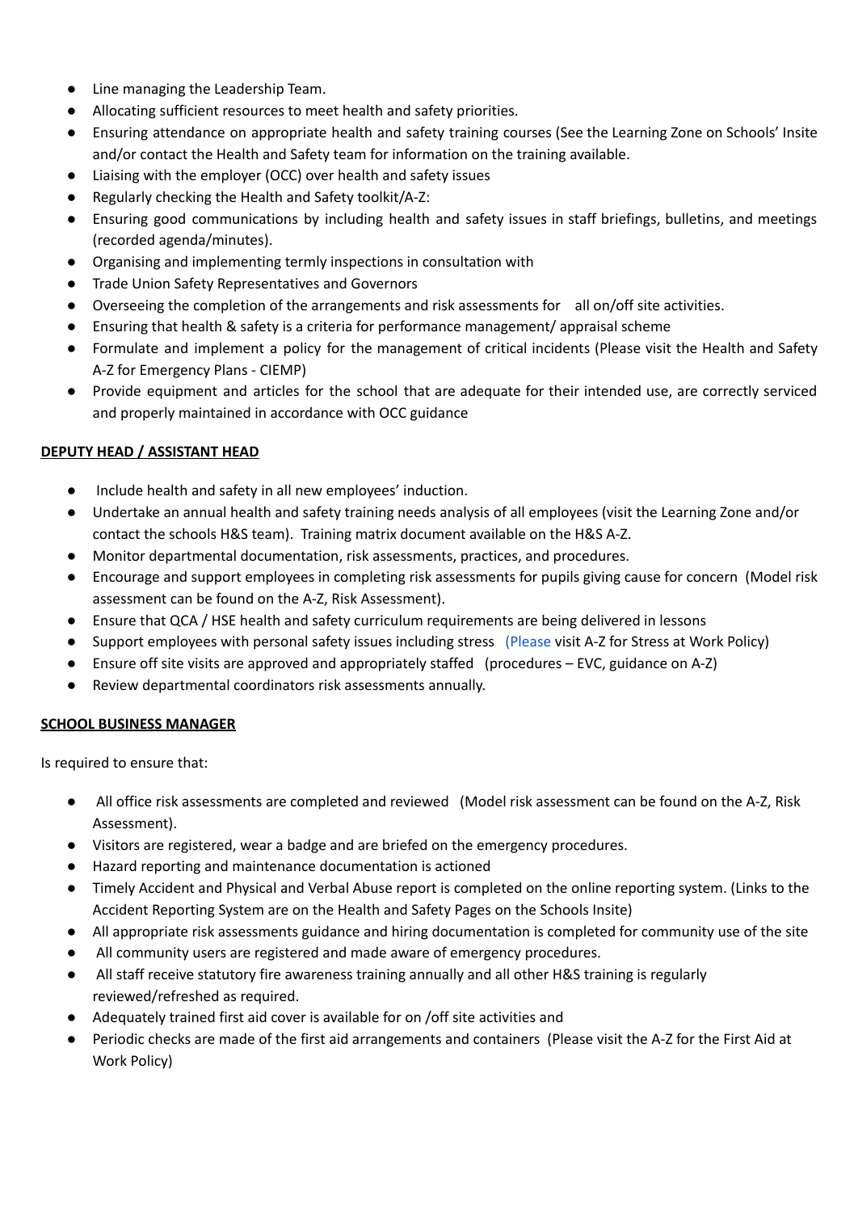- Line managing the Leadership Team.
- Allocating sufficient resources to meet health and safety priorities.
- Ensuring attendance on appropriate health and safety training courses (See the Learning Zone on Schools' Insite and/or contact the Health and Safety team for information on the training available.
- Liaising with the employer (OCC) over health and safety issues
- Regularly checking the Health and Safety toolkit/A-Z:
- Ensuring good communications by including health and safety issues in staff briefings, bulletins, and meetings (recorded agenda/minutes).
- Organising and implementing termly inspections in consultation with
- Trade Union Safety Representatives and Governors
- Overseeing the completion of the arrangements and risk assessments for all on/off site activities.
- Ensuring that health & safety is a criteria for performance management/ appraisal scheme
- Formulate and implement a policy for the management of critical incidents (Please visit the Health and Safety A-Z for Emergency Plans - CIEMP)
- Provide equipment and articles for the school that are adequate for their intended use, are correctly serviced and properly maintained in accordance with OCC guidance

**DEPUTY HEAD / ASSISTANT HEAD**

- Include health and safety in all new employees' induction.
- Undertake an annual health and safety training needs analysis of all employees (visit the Learning Zone and/or contact the schools H&S team). Training matrix document available on the H&S A-Z.
- Monitor departmental documentation, risk assessments, practices, and procedures.
- Encourage and support employees in completing risk assessments for pupils giving cause for concern (Model risk assessment can be found on the A-Z, Risk Assessment).
- Ensure that QCA / HSE health and safety curriculum requirements are being delivered in lessons
- Support employees with personal safety issues including stress (Please visit A-Z for Stress at Work Policy)
- Ensure off site visits are approved and appropriately staffed (procedures – EVC, guidance on A-Z)
- Review departmental coordinators risk assessments annually.

**SCHOOL BUSINESS MANAGER**

Is required to ensure that:

- All office risk assessments are completed and reviewed (Model risk assessment can be found on the A-Z, Risk Assessment).
- Visitors are registered, wear a badge and are briefed on the emergency procedures.
- Hazard reporting and maintenance documentation is actioned
- Timely Accident and Physical and Verbal Abuse report is completed on the online reporting system. (Links to the Accident Reporting System are on the Health and Safety Pages on the Schools Insite)
- All appropriate risk assessments guidance and hiring documentation is completed for community use of the site
- All community users are registered and made aware of emergency procedures.
- All staff receive statutory fire awareness training annually and all other H&S training is regularly reviewed/refreshed as required.
- Adequately trained first aid cover is available for on /off site activities and
- Periodic checks are made of the first aid arrangements and containers (Please visit the A-Z for the First Aid at Work Policy)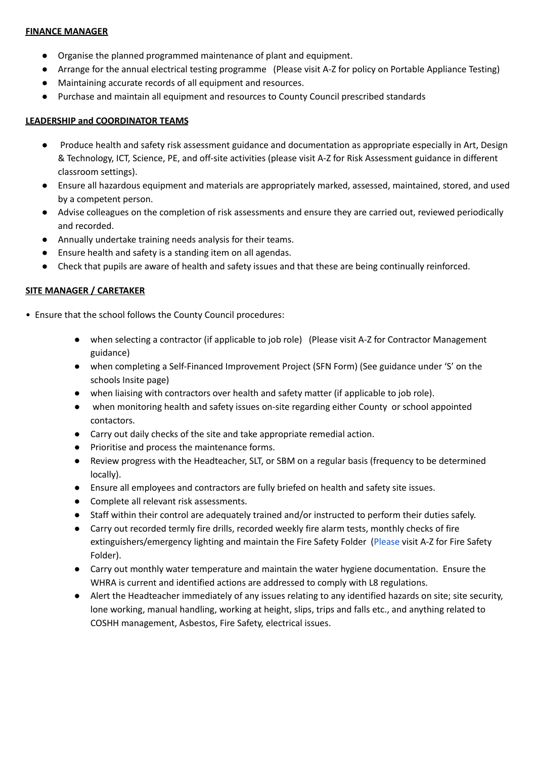**FINANCE MANAGER**

- Organise the planned programmed maintenance of plant and equipment.
- Arrange for the annual electrical testing programme (Please visit A-Z for policy on Portable Appliance Testing)
- Maintaining accurate records of all equipment and resources.
- Purchase and maintain all equipment and resources to County Council prescribed standards

**LEADERSHIP and COORDINATOR TEAMS**

- Produce health and safety risk assessment guidance and documentation as appropriate especially in Art, Design & Technology, ICT, Science, PE, and off-site activities (please visit A-Z for Risk Assessment guidance in different classroom settings).
- Ensure all hazardous equipment and materials are appropriately marked, assessed, maintained, stored, and used by a competent person.
- Advise colleagues on the completion of risk assessments and ensure they are carried out, reviewed periodically and recorded.
- Annually undertake training needs analysis for their teams.
- Ensure health and safety is a standing item on all agendas.
- Check that pupils are aware of health and safety issues and that these are being continually reinforced.

**SITE MANAGER / CARETAKER**

- Ensure that the school follows the County Council procedures:
    - when selecting a contractor (if applicable to job role) (Please visit A-Z for Contractor Management guidance)
    - when completing a Self-Financed Improvement Project (SFN Form) (See guidance under 'S' on the schools Insite page)
    - when liaising with contractors over health and safety matter (if applicable to job role).
    - when monitoring health and safety issues on-site regarding either County or school appointed contactors.
    - Carry out daily checks of the site and take appropriate remedial action.
    - Prioritise and process the maintenance forms.
    - Review progress with the Headteacher, SLT, or SBM on a regular basis (frequency to be determined locally).
    - Ensure all employees and contractors are fully briefed on health and safety site issues.
    - Complete all relevant risk assessments.
    - Staff within their control are adequately trained and/or instructed to perform their duties safely.
    - Carry out recorded termly fire drills, recorded weekly fire alarm tests, monthly checks of fire extinguishers/emergency lighting and maintain the Fire Safety Folder (Please visit A-Z for Fire Safety Folder).
    - Carry out monthly water temperature and maintain the water hygiene documentation. Ensure the WHRA is current and identified actions are addressed to comply with L8 regulations.
    - Alert the Headteacher immediately of any issues relating to any identified hazards on site; site security, lone working, manual handling, working at height, slips, trips and falls etc., and anything related to COSHH management, Asbestos, Fire Safety, electrical issues.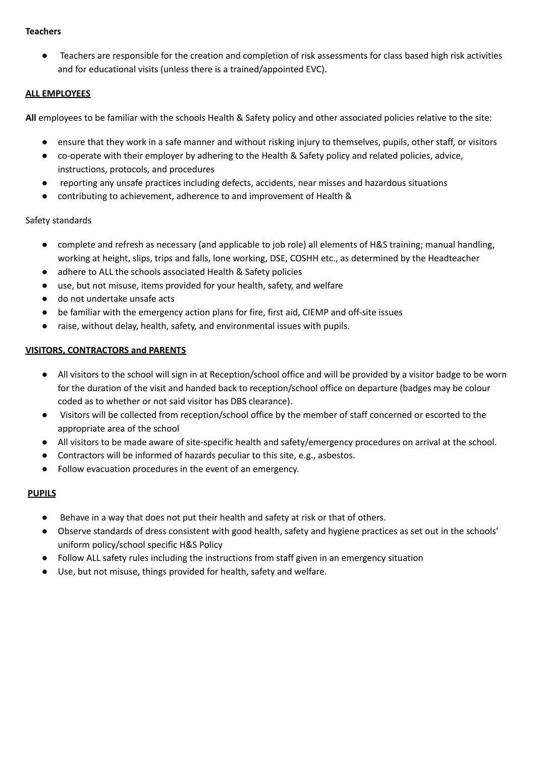**Teachers**

- Teachers are responsible for the creation and completion of risk assessments for class based high risk activities and for educational visits (unless there is a trained/appointed EVC).

**ALL EMPLOYEES**

**All** employees to be familiar with the schools Health & Safety policy and other associated policies relative to the site:

- ensure that they work in a safe manner and without risking injury to themselves, pupils, other staff, or visitors
- co-operate with their employer by adhering to the Health & Safety policy and related policies, advice, instructions, protocols, and procedures
- reporting any unsafe practices including defects, accidents, near misses and hazardous situations
- contributing to achievement, adherence to and improvement of Health &

Safety standards

- complete and refresh as necessary (and applicable to job role) all elements of H&S training; manual handling, working at height, slips, trips and falls, lone working, DSE, COSHH etc., as determined by the Headteacher
- adhere to ALL the schools associated Health & Safety policies
- use, but not misuse, items provided for your health, safety, and welfare
- do not undertake unsafe acts
- be familiar with the emergency action plans for fire, first aid, CIEMP and off-site issues
- raise, without delay, health, safety, and environmental issues with pupils.

**VISITORS, CONTRACTORS and PARENTS**

- All visitors to the school will sign in at Reception/school office and will be provided by a visitor badge to be worn for the duration of the visit and handed back to reception/school office on departure (badges may be colour coded as to whether or not said visitor has DBS clearance).
- Visitors will be collected from reception/school office by the member of staff concerned or escorted to the appropriate area of the school
- All visitors to be made aware of site-specific health and safety/emergency procedures on arrival at the school.
- Contractors will be informed of hazards peculiar to this site, e.g., asbestos.
- Follow evacuation procedures in the event of an emergency.

**PUPILS**

- Behave in a way that does not put their health and safety at risk or that of others.
- Observe standards of dress consistent with good health, safety and hygiene practices as set out in the schools' uniform policy/school specific H&S Policy
- Follow ALL safety rules including the instructions from staff given in an emergency situation
- Use, but not misuse, things provided for health, safety and welfare.